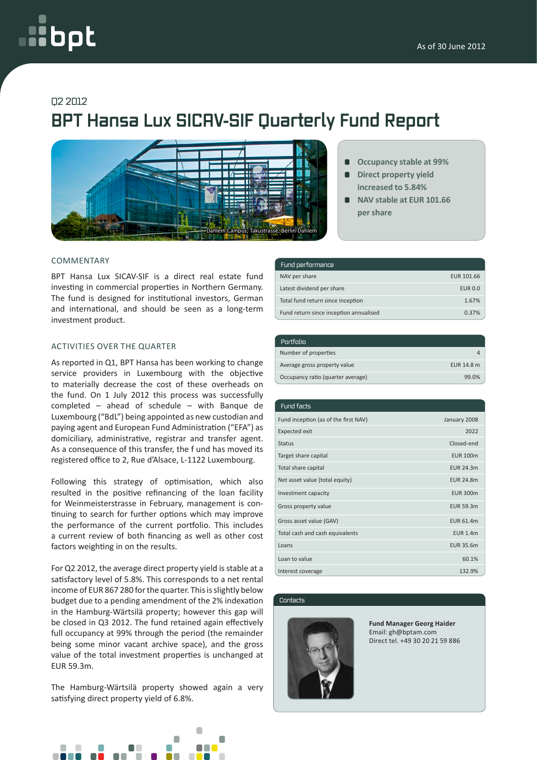As of 30 June 2012

Q2 2012

# BPT Hansa Lux SICAV-SIF Quarterly Fund Report

Dahlem Campus, Takustrasse, Berlin-Dahlem

- **Occupancy stable at 99%**
- **Direct property yield increased to 5.84%**
- **NAV stable at EUR 101.66 per share**

## COMMENTARY

BPT Hansa Lux SICAV-SIF is a direct real estate fund investing in commercial properties in Northern Germany. The fund is designed for institutional investors, German and international, and should be seen as a long-term investment product.

## ACTIVITIES OVER THE QUARTER

As reported in Q1, BPT Hansa has been working to change service providers in Luxembourg with the objective to materially decrease the cost of these overheads on the fund. On 1 July 2012 this process was successfully completed – ahead of schedule – with Banque de Luxembourg ("BdL") being appointed as new custodian and paying agent and European Fund Administration ("EFA") as domiciliary, administrative, registrar and transfer agent. As a consequence of this transfer, the f und has moved its registered office to 2, Rue d'Alsace, L-1122 Luxembourg.

Following this strategy of optimisation, which also resulted in the positive refinancing of the loan facility for Weinmeisterstrasse in February, management is continuing to search for further options which may improve the performance of the current portfolio. This includes a current review of both financing as well as other cost factors weighting in on the results.

For Q2 2012, the average direct property yield is stable at a satisfactory level of 5.8%. This corresponds to a net rental income of EUR 867 280 for the quarter. This is slightly below budget due to a pending amendment of the 2% indexation in the Hamburg-Wärtsilä property; however this gap will be closed in Q3 2012. The fund retained again effectively full occupancy at 99% through the period (the remainder being some minor vacant archive space), and the gross value of the total investment properties is unchanged at EUR 59.3m.

The Hamburg-Wärtsilä property showed again a very satisfying direct property yield of 6.8%.

| Fund performance | |
|---|---|
| NAV per share | EUR 101.66 |
| Latest dividend per share | EUR 0.0 |
| Total fund return since inception | 1.67% |
| Fund return since inception annualised | 0.37% |

| Portfolio | |
|---|---|
| Number of properties | 4 |
| Average gross property value | EUR 14.8 m |
| Occupancy ratio (quarter average) | 99.0% |

| Fund facts | |
|---|---|
| Fund inception (as of the first NAV) | January 2008 |
| Expected exit | 2022 |
| Status | Closed-end |
| Target share capital | EUR 100m |
| Total share capital | EUR 24.3m |
| Net asset value (total equity) | EUR 24.8m |
| Investment capacity | EUR 300m |
| Gross property value | EUR 59.3m |
| Gross asset value (GAV) | EUR 61.4m |
| Total cash and cash equivalents | EUR 1.4m |
| Loans | EUR 35.6m |
| Loan to value | 60.1% |
| Interest coverage | 132.9% |

### Contacts

**Fund Manager Georg Haider**
Email: gh@bptam.com
Direct tel. +49 30 20 21 59 886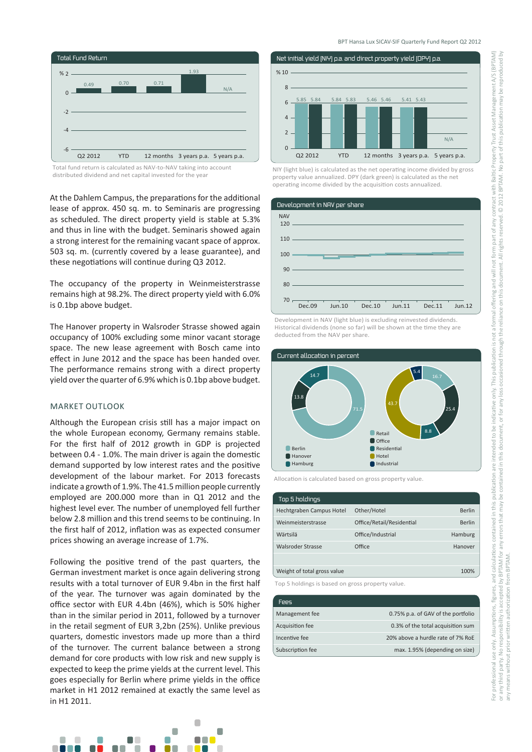### Total Fund Return

% 2
0
-2
-4
-6

0.49
0.70
0.71
1.93
N/A

Q2 2012 | YTD | 12 months | 3 years p.a. | 5 years p.a.

Total fund return is calculated as NAV-to-NAV taking into account distributed dividend and net capital invested for the year

At the Dahlem Campus, the preparations for the additional lease of approx. 450 sq. m. to Seminaris are progressing as scheduled. The direct property yield is stable at 5.3% and thus in line with the budget. Seminaris showed again a strong interest for the remaining vacant space of approx. 503 sq. m. (currently covered by a lease guarantee), and these negotiations will continue during Q3 2012.

The occupancy of the property in Weinmeisterstrasse remains high at 98.2%. The direct property yield with 6.0% is 0.1bp above budget.

The Hanover property in Walsroder Strasse showed again occupancy of 100% excluding some minor vacant storage space. The new lease agreement with Bosch came into effect in June 2012 and the space has been handed over. The performance remains strong with a direct property yield over the quarter of 6.9% which is 0.1bp above budget.

## MARKET OUTLOOK

Although the European crisis still has a major impact on the whole European economy, Germany remains stable. For the first half of 2012 growth in GDP is projected between 0.4 - 1.0%. The main driver is again the domestic demand supported by low interest rates and the positive development of the labour market. For 2013 forecasts indicate a growth of 1.9%. The 41.5 million people currently employed are 200.000 more than in Q1 2012 and the highest level ever. The number of unemployed fell further below 2.8 million and this trend seems to be continuing. In the first half of 2012, inflation was as expected consumer prices showing an average increase of 1.7%.

Following the positive trend of the past quarters, the German investment market is once again delivering strong results with a total turnover of EUR 9.4bn in the first half of the year. The turnover was again dominated by the office sector with EUR 4.4bn (46%), which is 50% higher than in the similar period in 2011, followed by a turnover in the retail segment of EUR 3,2bn (25%). Unlike previous quarters, domestic investors made up more than a third of the turnover. The current balance between a strong demand for core products with low risk and new supply is expected to keep the prime yields at the current level. This goes especially for Berlin where prime yields in the office market in H1 2012 remained at exactly the same level as in H1 2011.

### Net initial yield (NIY) p.a. and direct property yield (DPY) p.a.

% 10
8
6
4
2
0

5.85 5.84
5.84 5.83
5.46 5.46
5.41 5.43
N/A

Q2 2012 | YTD | 12 months | 3 years p.a. | 5 years p.a.

NIY (light blue) is calculated as the net operating income divided by gross property value annualized. DPY (dark green) is calculated as the net operating income divided by the acquisition costs annualized.

### Development in NAV per share

NAV
120
110
100
90
80
70

Dec.09 | Jun.10 | Dec.10 | Jun.11 | Dec.11 | Jun.12

Development in NAV (light blue) is excluding reinvested dividends. Historical dividends (none so far) will be shown at the time they are deducted from the NAV per share.

### Current allocation in percent

14.7
13.8
71.5

Berlin
Hanover
Hamburg

5.4
16.7
25.4
8.8
43.7

Retail
Office
Residential
Hotel
Industrial

Allocation is calculated based on gross property value.

### Top 5 holdings

| | | |
|---|---|---|
| Hechtgraben Campus Hotel | Other/Hotel | Berlin |
| Weinmeisterstrasse | Office/Retail/Residential | Berlin |
| Wärtsilä | Office/Industrial | Hamburg |
| Walsroder Strasse | Office | Hanover |
| | | |
| Weight of total gross value | | 100% |

Top 5 holdings is based on gross property value.

### Fees

| | |
|---|---|
| Management fee | 0.75% p.a. of GAV of the portfolio |
| Acquisition fee | 0.3% of the total acquisition sum |
| Incentive fee | 20% above a hurdle rate of 7% RoE |
| Subscription fee | max. 1.95% (depending on size) |

For professional use only. Assumptions, figures, and calculations contained in this publication are intended to be indicative only. This publication is not a formal offering and will not form part of any contract with Baltic Property Trust Asset Management A/S (BPTAM) or any third party. No responsibility is accepted by BPTAM for any errors that may be contained in this document, or for any loss occasioned through the reliance on this document. All rights reserved. © 2012 BPTAM. No part of this publication may be reproduced by any means without prior written authorization from BPTAM.